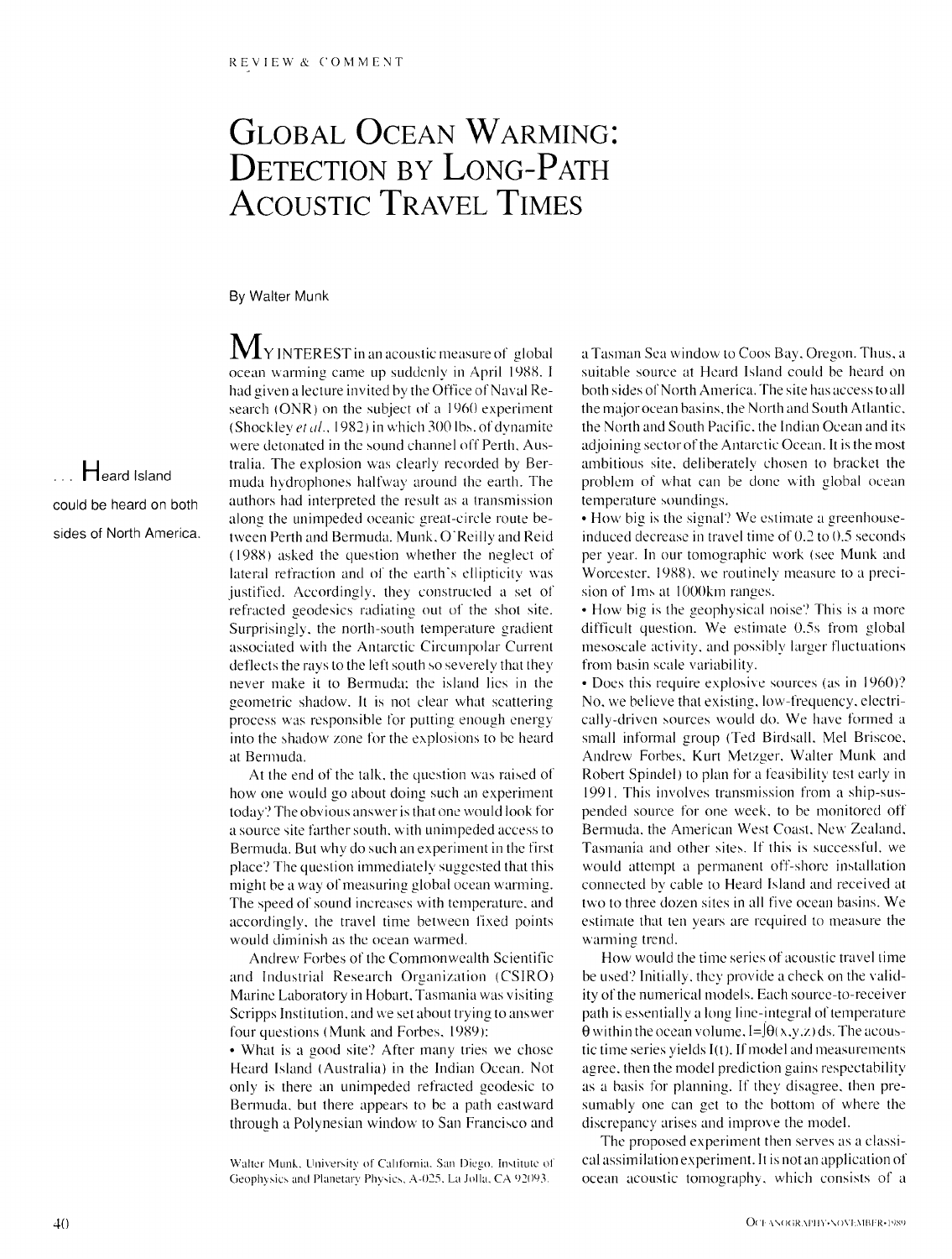REVIEW & COMMENT

# GLOBAL OCEAN WARMING: DETECTION BY LONG-PATH ACOUSTIC TRAVEL TIMES

By Walter Munk

> ... Heard Island could be heard on both sides of North America.

MY INTEREST in an acoustic measure of global ocean warming came up suddenly in April 1988. I had given a lecture invited by the Office of Naval Research (ONR) on the subject of a 1960 experiment (Shockley *et al.*, 1982) in which 300 lbs. of dynamite were detonated in the sound channel off Perth, Australia. The explosion was clearly recorded by Bermuda hydrophones halfway around the earth. The authors had interpreted the result as a transmission along the unimpeded oceanic great-circle route between Perth and Bermuda. Munk, O'Reilly and Reid (1988) asked the question whether the neglect of lateral refraction and of the earth's ellipticity was justified. Accordingly, they constructed a set of refracted geodesics radiating out of the shot site. Surprisingly, the north-south temperature gradient associated with the Antarctic Circumpolar Current deflects the rays to the left south so severely that they never make it to Bermuda; the island lies in the geometric shadow. It is not clear what scattering process was responsible for putting enough energy into the shadow zone for the explosions to be heard at Bermuda.

At the end of the talk, the question was raised of how one would go about doing such an experiment today? The obvious answer is that one would look for a source site farther south, with unimpeded access to Bermuda. But why do such an experiment in the first place? The question immediately suggested that this might be a way of measuring global ocean warming. The speed of sound increases with temperature, and accordingly, the travel time between fixed points would diminish as the ocean warmed.

Andrew Forbes of the Commonwealth Scientific and Industrial Research Organization (CSIRO) Marine Laboratory in Hobart, Tasmania was visiting Scripps Institution, and we set about trying to answer four questions (Munk and Forbes, 1989):

- What is a good site? After many tries we chose Heard Island (Australia) in the Indian Ocean. Not only is there an unimpeded refracted geodesic to Bermuda, but there appears to be a path eastward through a Polynesian window to San Francisco and a Tasman Sea window to Coos Bay, Oregon. Thus, a suitable source at Heard Island could be heard on both sides of North America. The site has access to all the major ocean basins, the North and South Atlantic, the North and South Pacific, the Indian Ocean and its adjoining sector of the Antarctic Ocean. It is the most ambitious site, deliberately chosen to bracket the problem of what can be done with global ocean temperature soundings.
- How big is the signal? We estimate a greenhouse-induced decrease in travel time of 0.2 to 0.5 seconds per year. In our tomographic work (see Munk and Worcester, 1988), we routinely measure to a precision of 1ms at 1000km ranges.
- How big is the geophysical noise? This is a more difficult question. We estimate 0.5s from global mesoscale activity, and possibly larger fluctuations from basin scale variability.
- Does this require explosive sources (as in 1960)? No, we believe that existing, low-frequency, electrically-driven sources would do. We have formed a small informal group (Ted Birdsall, Mel Briscoe, Andrew Forbes, Kurt Metzger, Walter Munk and Robert Spindel) to plan for a feasibility test early in 1991. This involves transmission from a ship-suspended source for one week, to be monitored off Bermuda, the American West Coast, New Zealand, Tasmania and other sites. If this is successful, we would attempt a permanent off-shore installation connected by cable to Heard Island and received at two to three dozen sites in all five ocean basins. We estimate that ten years are required to measure the warming trend.

How would the time series of acoustic travel time be used? Initially, they provide a check on the validity of the numerical models. Each source-to-receiver path is essentially a long line-integral of temperature $\theta$ within the ocean volume, $I = \int \theta(x,y,z)\,ds$. The acoustic time series yields $I(t)$. If model and measurements agree, then the model prediction gains respectability as a basis for planning. If they disagree, then presumably one can get to the bottom of where the discrepancy arises and improve the model.

The proposed experiment then serves as a classical assimilation experiment. It is not an application of ocean acoustic tomography, which consists of a

Walter Munk, University of California, San Diego, Institute of Geophysics and Planetary Physics, A-025, La Jolla, CA 92093.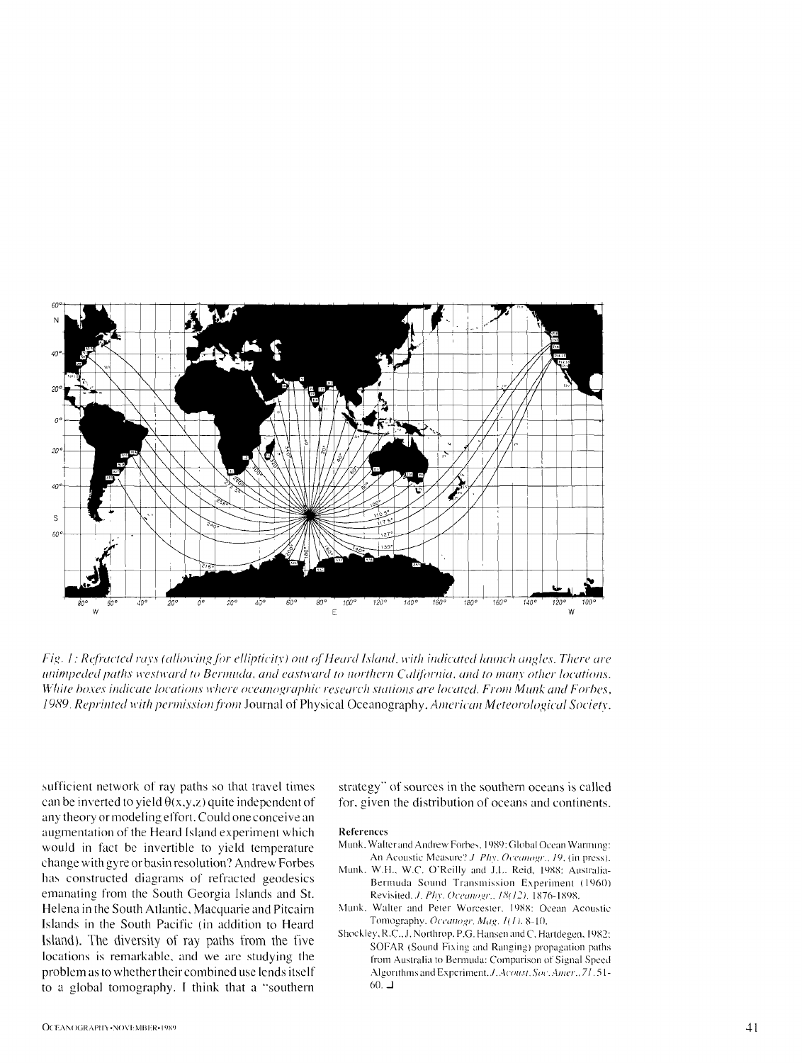*Fig. 1: Refracted rays (allowing for ellipticity) out of Heard Island, with indicated launch angles. There are unimpeded paths westward to Bermuda, and eastward to northern California, and to many other locations. White boxes indicate locations where oceanographic research stations are located. From Munk and Forbes, 1989. Reprinted with permission from* Journal of Physical Oceanography, *American Meteorological Society.*

sufficient network of ray paths so that travel times can be inverted to yield $\theta(x,y,z)$ quite independent of any theory or modeling effort. Could one conceive an augmentation of the Heard Island experiment which would in fact be invertible to yield temperature change with gyre or basin resolution? Andrew Forbes has constructed diagrams of refracted geodesics emanating from the South Georgia Islands and St. Helena in the South Atlantic, Macquarie and Pitcairn Islands in the South Pacific (in addition to Heard Island). The diversity of ray paths from the five locations is remarkable, and we are studying the problem as to whether their combined use lends itself to a global tomography. I think that a "southern strategy" of sources in the southern oceans is called for, given the distribution of oceans and continents.

### References

Munk, Walter and Andrew Forbes, 1989: Global Ocean Warming: An Acoustic Measure? *J. Phy. Oceanogr., 19,* (in press).

Munk, W.H., W.C. O'Reilly and J.L. Reid, 1988: Australia-Bermuda Sound Transmission Experiment (1960) Revisited. *J. Phy. Oceanogr., 18(12),* 1876-1898.

Munk, Walter and Peter Worcester, 1988: Ocean Acoustic Tomography. *Oceanogr. Mag. 1(1),* 8-10.

Shockley, R.C., J. Northrop, P.G. Hansen and C. Hartdegen, 1982: SOFAR (Sound Fixing and Ranging) propagation paths from Australia to Bermuda: Comparison of Signal Speed Algorithms and Experiment. *J. Acoust. Soc. Amer., 71,* 51-60.